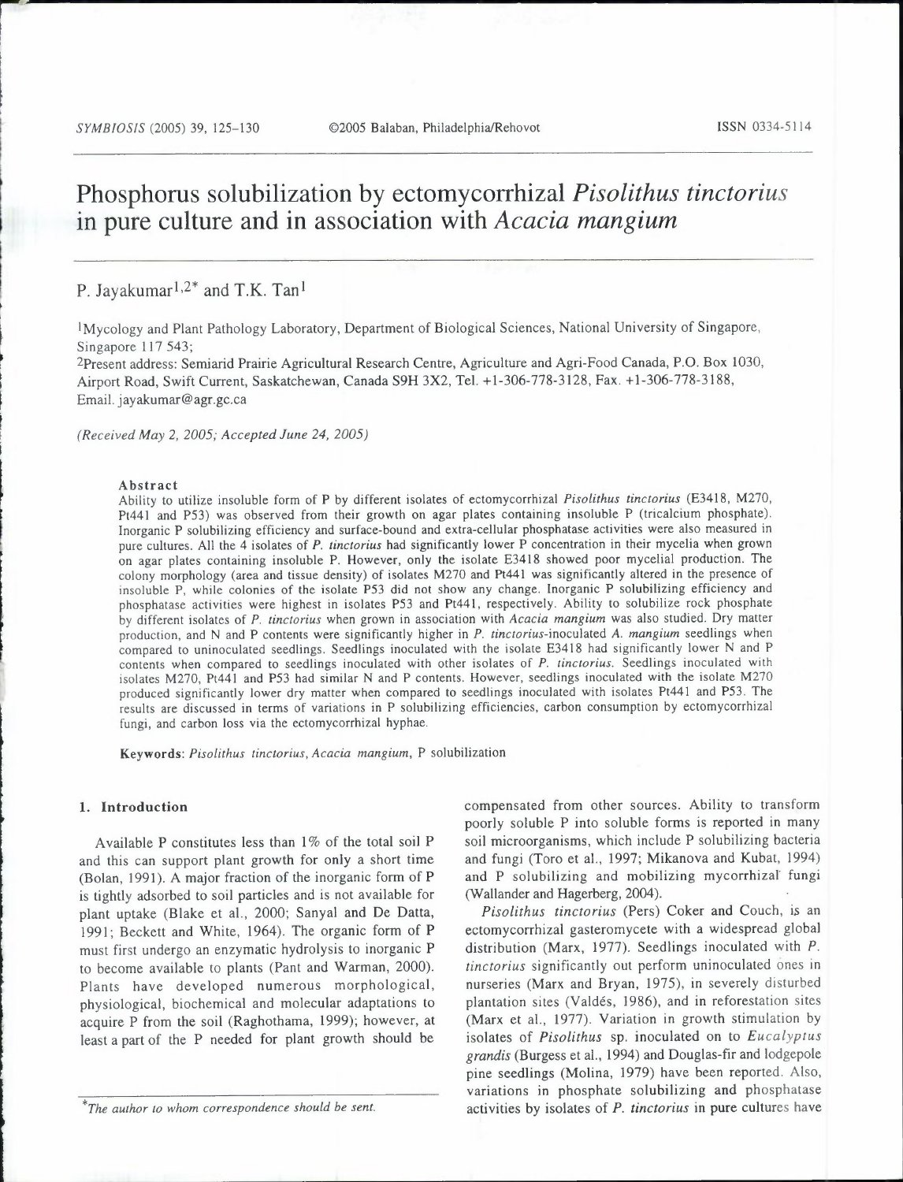# Phosphorus solubilization by ectomycorrhizal *Pisolithus tinctorius* in pure culture and in association with *Acacia mangium*

P. Jayakumar[1,2]* and T.K. Tan[1]

[1]Mycology and Plant Pathology Laboratory, Department of Biological Sciences, National University of Singapore, Singapore 117 543;

[2]Present address: Semiarid Prairie Agricultural Research Centre, Agriculture and Agri-Food Canada, P.O. Box 1030, Airport Road, Swift Current, Saskatchewan, Canada S9H 3X2, Tel. +1-306-778-3128, Fax. +1-306-778-3188, Email. jayakumar@agr.gc.ca

*(Received May 2, 2005; Accepted June 24, 2005)*

### Abstract

Ability to utilize insoluble form of P by different isolates of ectomycorrhizal *Pisolithus tinctorius* (E3418, M270, Pt441 and P53) was observed from their growth on agar plates containing insoluble P (tricalcium phosphate). Inorganic P solubilizing efficiency and surface-bound and extra-cellular phosphatase activities were also measured in pure cultures. All the 4 isolates of *P. tinctorius* had significantly lower P concentration in their mycelia when grown on agar plates containing insoluble P. However, only the isolate E3418 showed poor mycelial production. The colony morphology (area and tissue density) of isolates M270 and Pt441 was significantly altered in the presence of insoluble P, while colonies of the isolate P53 did not show any change. Inorganic P solubilizing efficiency and phosphatase activities were highest in isolates P53 and Pt441, respectively. Ability to solubilize rock phosphate by different isolates of *P. tinctorius* when grown in association with *Acacia mangium* was also studied. Dry matter production, and N and P contents were significantly higher in *P. tinctorius*-inoculated *A. mangium* seedlings when compared to uninoculated seedlings. Seedlings inoculated with the isolate E3418 had significantly lower N and P contents when compared to seedlings inoculated with other isolates of *P. tinctorius*. Seedlings inoculated with isolates M270, Pt441 and P53 had similar N and P contents. However, seedlings inoculated with the isolate M270 produced significantly lower dry matter when compared to seedlings inoculated with isolates Pt441 and P53. The results are discussed in terms of variations in P solubilizing efficiencies, carbon consumption by ectomycorrhizal fungi, and carbon loss via the ectomycorrhizal hyphae.

**Keywords**: *Pisolithus tinctorius*, *Acacia mangium*, P solubilization

## 1. Introduction

Available P constitutes less than 1% of the total soil P and this can support plant growth for only a short time (Bolan, 1991). A major fraction of the inorganic form of P is tightly adsorbed to soil particles and is not available for plant uptake (Blake et al., 2000; Sanyal and De Datta, 1991; Beckett and White, 1964). The organic form of P must first undergo an enzymatic hydrolysis to inorganic P to become available to plants (Pant and Warman, 2000). Plants have developed numerous morphological, physiological, biochemical and molecular adaptations to acquire P from the soil (Raghothama, 1999); however, at least a part of the P needed for plant growth should be compensated from other sources. Ability to transform poorly soluble P into soluble forms is reported in many soil microorganisms, which include P solubilizing bacteria and fungi (Toro et al., 1997; Mikanova and Kubat, 1994) and P solubilizing and mobilizing mycorrhizal fungi (Wallander and Hagerberg, 2004).

*Pisolithus tinctorius* (Pers) Coker and Couch, is an ectomycorrhizal gasteromycete with a widespread global distribution (Marx, 1977). Seedlings inoculated with *P. tinctorius* significantly out perform uninoculated ones in nurseries (Marx and Bryan, 1975), in severely disturbed plantation sites (Valdés, 1986), and in reforestation sites (Marx et al., 1977). Variation in growth stimulation by isolates of *Pisolithus* sp. inoculated on to *Eucalyptus grandis* (Burgess et al., 1994) and Douglas-fir and lodgepole pine seedlings (Molina, 1979) have been reported. Also, variations in phosphate solubilizing and phosphatase activities by isolates of *P. tinctorius* in pure cultures have

*The author to whom correspondence should be sent.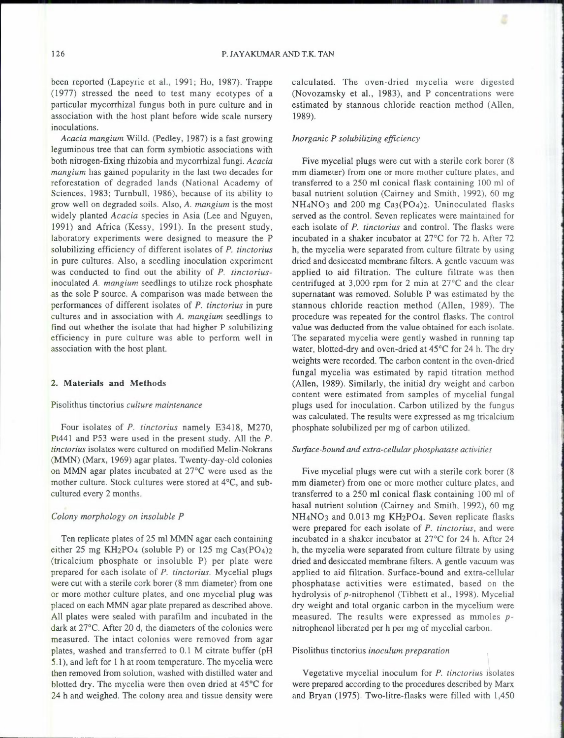been reported (Lapeyrie et al., 1991; Ho, 1987). Trappe (1977) stressed the need to test many ecotypes of a particular mycorrhizal fungus both in pure culture and in association with the host plant before wide scale nursery inoculations.

*Acacia mangium* Willd. (Pedley, 1987) is a fast growing leguminous tree that can form symbiotic associations with both nitrogen-fixing rhizobia and mycorrhizal fungi. *Acacia mangium* has gained popularity in the last two decades for reforestation of degraded lands (National Academy of Sciences, 1983; Turnbull, 1986), because of its ability to grow well on degraded soils. Also, *A. mangium* is the most widely planted *Acacia* species in Asia (Lee and Nguyen, 1991) and Africa (Kessy, 1991). In the present study, laboratory experiments were designed to measure the P solubilizing efficiency of different isolates of *P. tinctorius* in pure cultures. Also, a seedling inoculation experiment was conducted to find out the ability of *P. tinctorius*-inoculated *A. mangium* seedlings to utilize rock phosphate as the sole P source. A comparison was made between the performances of different isolates of *P. tinctorius* in pure cultures and in association with *A. mangium* seedlings to find out whether the isolate that had higher P solubilizing efficiency in pure culture was able to perform well in association with the host plant.

## 2. Materials and Methods

### *Pisolithus tinctorius* culture maintenance

Four isolates of *P. tinctorius* namely E3418, M270, Pt441 and P53 were used in the present study. All the *P. tinctorius* isolates were cultured on modified Melin-Nokrans (MMN) (Marx, 1969) agar plates. Twenty-day-old colonies on MMN agar plates incubated at 27°C were used as the mother culture. Stock cultures were stored at 4°C, and sub-cultured every 2 months.

### *Colony morphology on insoluble P*

Ten replicate plates of 25 ml MMN agar each containing either 25 mg $KH_2PO_4$ (soluble P) or 125 mg $Ca_3(PO_4)_2$ (tricalcium phosphate or insoluble P) per plate were prepared for each isolate of *P. tinctorius*. Mycelial plugs were cut with a sterile cork borer (8 mm diameter) from one or more mother culture plates, and one mycelial plug was placed on each MMN agar plate prepared as described above. All plates were sealed with parafilm and incubated in the dark at 27°C. After 20 d, the diameters of the colonies were measured. The intact colonies were removed from agar plates, washed and transferred to 0.1 M citrate buffer (pH 5.1), and left for 1 h at room temperature. The mycelia were then removed from solution, washed with distilled water and blotted dry. The mycelia were then oven dried at 45°C for 24 h and weighed. The colony area and tissue density were calculated. The oven-dried mycelia were digested (Novozamsky et al., 1983), and P concentrations were estimated by stannous chloride reaction method (Allen, 1989).

### *Inorganic P solubilizing efficiency*

Five mycelial plugs were cut with a sterile cork borer (8 mm diameter) from one or more mother culture plates, and transferred to a 250 ml conical flask containing 100 ml of basal nutrient solution (Cairney and Smith, 1992), 60 mg $NH_4NO_3$ and 200 mg $Ca_3(PO_4)_2$. Uninoculated flasks served as the control. Seven replicates were maintained for each isolate of *P. tinctorius* and control. The flasks were incubated in a shaker incubator at 27°C for 72 h. After 72 h, the mycelia were separated from culture filtrate by using dried and desiccated membrane filters. A gentle vacuum was applied to aid filtration. The culture filtrate was then centrifuged at 3,000 rpm for 2 min at 27°C and the clear supernatant was removed. Soluble P was estimated by the stannous chloride reaction method (Allen, 1989). The procedure was repeated for the control flasks. The control value was deducted from the value obtained for each isolate. The separated mycelia were gently washed in running tap water, blotted-dry and oven-dried at 45°C for 24 h. The dry weights were recorded. The carbon content in the oven-dried fungal mycelia was estimated by rapid titration method (Allen, 1989). Similarly, the initial dry weight and carbon content were estimated from samples of mycelial fungal plugs used for inoculation. Carbon utilized by the fungus was calculated. The results were expressed as mg tricalcium phosphate solubilized per mg of carbon utilized.

### *Surface-bound and extra-cellular phosphatase activities*

Five mycelial plugs were cut with a sterile cork borer (8 mm diameter) from one or more mother culture plates, and transferred to a 250 ml conical flask containing 100 ml of basal nutrient solution (Cairney and Smith, 1992), 60 mg $NH_4NO_3$ and 0.013 mg $KH_2PO_4$. Seven replicate flasks were prepared for each isolate of *P. tinctorius*, and were incubated in a shaker incubator at 27°C for 24 h. After 24 h, the mycelia were separated from culture filtrate by using dried and desiccated membrane filters. A gentle vacuum was applied to aid filtration. Surface-bound and extra-cellular phosphatase activities were estimated, based on the hydrolysis of *p*-nitrophenol (Tibbett et al., 1998). Mycelial dry weight and total organic carbon in the mycelium were measured. The results were expressed as mmoles *p*-nitrophenol liberated per h per mg of mycelial carbon.

### *Pisolithus tinctorius* inoculum preparation

Vegetative mycelial inoculum for *P. tinctorius* isolates were prepared according to the procedures described by Marx and Bryan (1975). Two-litre-flasks were filled with 1,450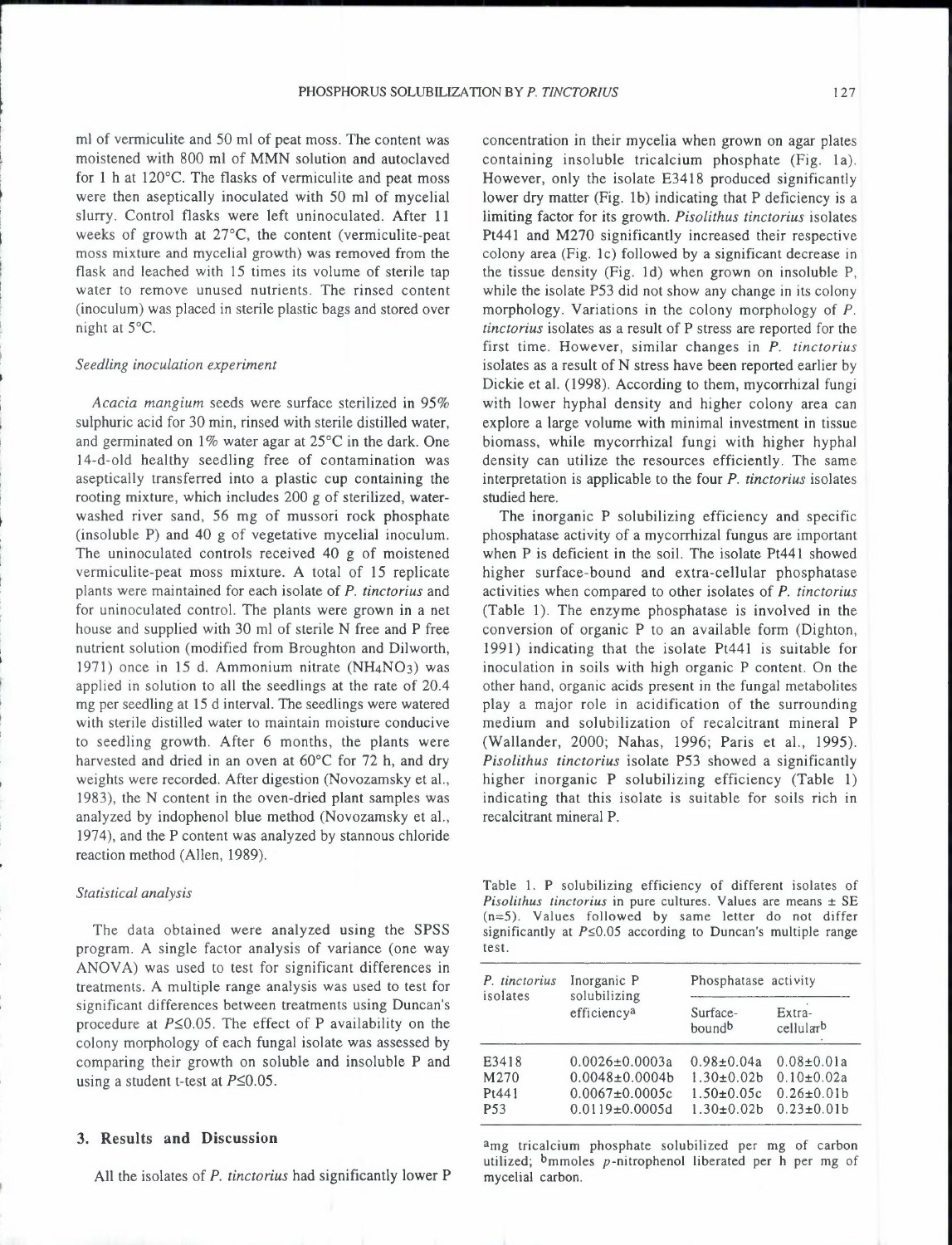ml of vermiculite and 50 ml of peat moss. The content was moistened with 800 ml of MMN solution and autoclaved for 1 h at 120°C. The flasks of vermiculite and peat moss were then aseptically inoculated with 50 ml of mycelial slurry. Control flasks were left uninoculated. After 11 weeks of growth at 27°C, the content (vermiculite-peat moss mixture and mycelial growth) was removed from the flask and leached with 15 times its volume of sterile tap water to remove unused nutrients. The rinsed content (inoculum) was placed in sterile plastic bags and stored over night at 5°C.

### *Seedling inoculation experiment*

*Acacia mangium* seeds were surface sterilized in 95% sulphuric acid for 30 min, rinsed with sterile distilled water, and germinated on 1% water agar at 25°C in the dark. One 14-d-old healthy seedling free of contamination was aseptically transferred into a plastic cup containing the rooting mixture, which includes 200 g of sterilized, water-washed river sand, 56 mg of mussori rock phosphate (insoluble P) and 40 g of vegetative mycelial inoculum. The uninoculated controls received 40 g of moistened vermiculite-peat moss mixture. A total of 15 replicate plants were maintained for each isolate of *P. tinctorius* and for uninoculated control. The plants were grown in a net house and supplied with 30 ml of sterile N free and P free nutrient solution (modified from Broughton and Dilworth, 1971) once in 15 d. Ammonium nitrate ($NH_4NO_3$) was applied in solution to all the seedlings at the rate of 20.4 mg per seedling at 15 d interval. The seedlings were watered with sterile distilled water to maintain moisture conducive to seedling growth. After 6 months, the plants were harvested and dried in an oven at 60°C for 72 h, and dry weights were recorded. After digestion (Novozamsky et al., 1983), the N content in the oven-dried plant samples was analyzed by indophenol blue method (Novozamsky et al., 1974), and the P content was analyzed by stannous chloride reaction method (Allen, 1989).

### *Statistical analysis*

The data obtained were analyzed using the SPSS program. A single factor analysis of variance (one way ANOVA) was used to test for significant differences in treatments. A multiple range analysis was used to test for significant differences between treatments using Duncan's procedure at $P \leq 0.05$. The effect of P availability on the colony morphology of each fungal isolate was assessed by comparing their growth on soluble and insoluble P and using a student t-test at $P \leq 0.05$.

## 3. Results and Discussion

All the isolates of *P. tinctorius* had significantly lower P concentration in their mycelia when grown on agar plates containing insoluble tricalcium phosphate (Fig. 1a). However, only the isolate E3418 produced significantly lower dry matter (Fig. 1b) indicating that P deficiency is a limiting factor for its growth. *Pisolithus tinctorius* isolates Pt441 and M270 significantly increased their respective colony area (Fig. 1c) followed by a significant decrease in the tissue density (Fig. 1d) when grown on insoluble P, while the isolate P53 did not show any change in its colony morphology. Variations in the colony morphology of *P. tinctorius* isolates as a result of P stress are reported for the first time. However, similar changes in *P. tinctorius* isolates as a result of N stress have been reported earlier by Dickie et al. (1998). According to them, mycorrhizal fungi with lower hyphal density and higher colony area can explore a large volume with minimal investment in tissue biomass, while mycorrhizal fungi with higher hyphal density can utilize the resources efficiently. The same interpretation is applicable to the four *P. tinctorius* isolates studied here.

The inorganic P solubilizing efficiency and specific phosphatase activity of a mycorrhizal fungus are important when P is deficient in the soil. The isolate Pt441 showed higher surface-bound and extra-cellular phosphatase activities when compared to other isolates of *P. tinctorius* (Table 1). The enzyme phosphatase is involved in the conversion of organic P to an available form (Dighton, 1991) indicating that the isolate Pt441 is suitable for inoculation in soils with high organic P content. On the other hand, organic acids present in the fungal metabolites play a major role in acidification of the surrounding medium and solubilization of recalcitrant mineral P (Wallander, 2000; Nahas, 1996; Paris et al., 1995). *Pisolithus tinctorius* isolate P53 showed a significantly higher inorganic P solubilizing efficiency (Table 1) indicating that this isolate is suitable for soils rich in recalcitrant mineral P.

Table 1. P solubilizing efficiency of different isolates of *Pisolithus tinctorius* in pure cultures. Values are means ± SE (n=5). Values followed by same letter do not differ significantly at $P \leq 0.05$ according to Duncan's multiple range test.

| *P. tinctorius* isolates | Inorganic P solubilizing efficiency[a] | Phosphatase activity | |
|---|---|---|---|
| | | Surface-bound[b] | Extra-cellular[b] |
| E3418 | 0.0026±0.0003a | 0.98±0.04a | 0.08±0.01a |
| M270 | 0.0048±0.0004b | 1.30±0.02b | 0.10±0.02a |
| Pt441 | 0.0067±0.0005c | 1.50±0.05c | 0.26±0.01b |
| P53 | 0.0119±0.0005d | 1.30±0.02b | 0.23±0.01b |

[a]mg tricalcium phosphate solubilized per mg of carbon utilized; [b]mmoles *p*-nitrophenol liberated per h per mg of mycelial carbon.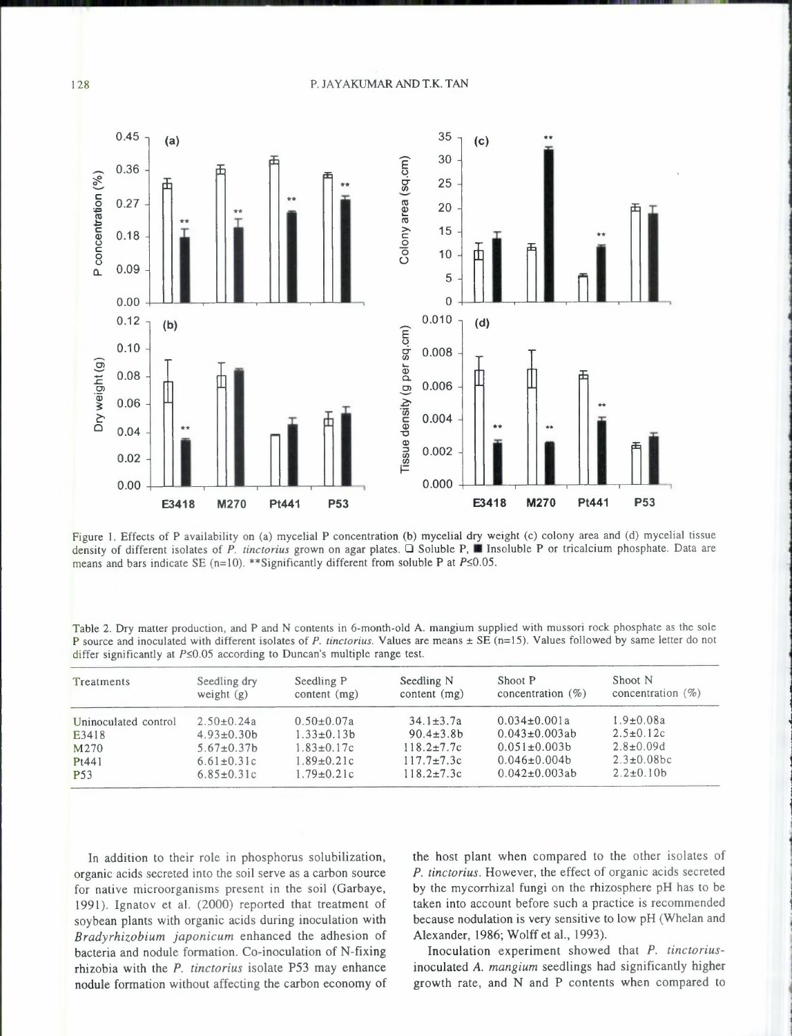Figure 1. Effects of P availability on (a) mycelial P concentration (b) mycelial dry weight (c) colony area and (d) mycelial tissue density of different isolates of *P. tinctorius* grown on agar plates. ☐ Soluble P, ■ Insoluble P or tricalcium phosphate. Data are means and bars indicate SE (n=10). **Significantly different from soluble P at $P \leq 0.05$.

Table 2. Dry matter production, and P and N contents in 6-month-old A. mangium supplied with mussori rock phosphate as the sole P source and inoculated with different isolates of *P. tinctorius*. Values are means ± SE (n=15). Values followed by same letter do not differ significantly at $P \leq 0.05$ according to Duncan's multiple range test.

| Treatments | Seedling dry weight (g) | Seedling P content (mg) | Seedling N content (mg) | Shoot P concentration (%) | Shoot N concentration (%) |
|---|---|---|---|---|---|
| Uninoculated control | 2.50±0.24a | 0.50±0.07a | 34.1±3.7a | 0.034±0.001a | 1.9±0.08a |
| E3418 | 4.93±0.30b | 1.33±0.13b | 90.4±3.8b | 0.043±0.003ab | 2.5±0.12c |
| M270 | 5.67±0.37b | 1.83±0.17c | 118.2±7.7c | 0.051±0.003b | 2.8±0.09d |
| Pt441 | 6.61±0.31c | 1.89±0.21c | 117.7±7.3c | 0.046±0.004b | 2.3±0.08bc |
| P53 | 6.85±0.31c | 1.79±0.21c | 118.2±7.3c | 0.042±0.003ab | 2.2±0.10b |

In addition to their role in phosphorus solubilization, organic acids secreted into the soil serve as a carbon source for native microorganisms present in the soil (Garbaye, 1991). Ignatov et al. (2000) reported that treatment of soybean plants with organic acids during inoculation with *Bradyrhizobium japonicum* enhanced the adhesion of bacteria and nodule formation. Co-inoculation of N-fixing rhizobia with the *P. tinctorius* isolate P53 may enhance nodule formation without affecting the carbon economy of the host plant when compared to the other isolates of *P. tinctorius*. However, the effect of organic acids secreted by the mycorrhizal fungi on the rhizosphere pH has to be taken into account before such a practice is recommended because nodulation is very sensitive to low pH (Whelan and Alexander, 1986; Wolff et al., 1993).

Inoculation experiment showed that *P. tinctorius*-inoculated *A. mangium* seedlings had significantly higher growth rate, and N and P contents when compared to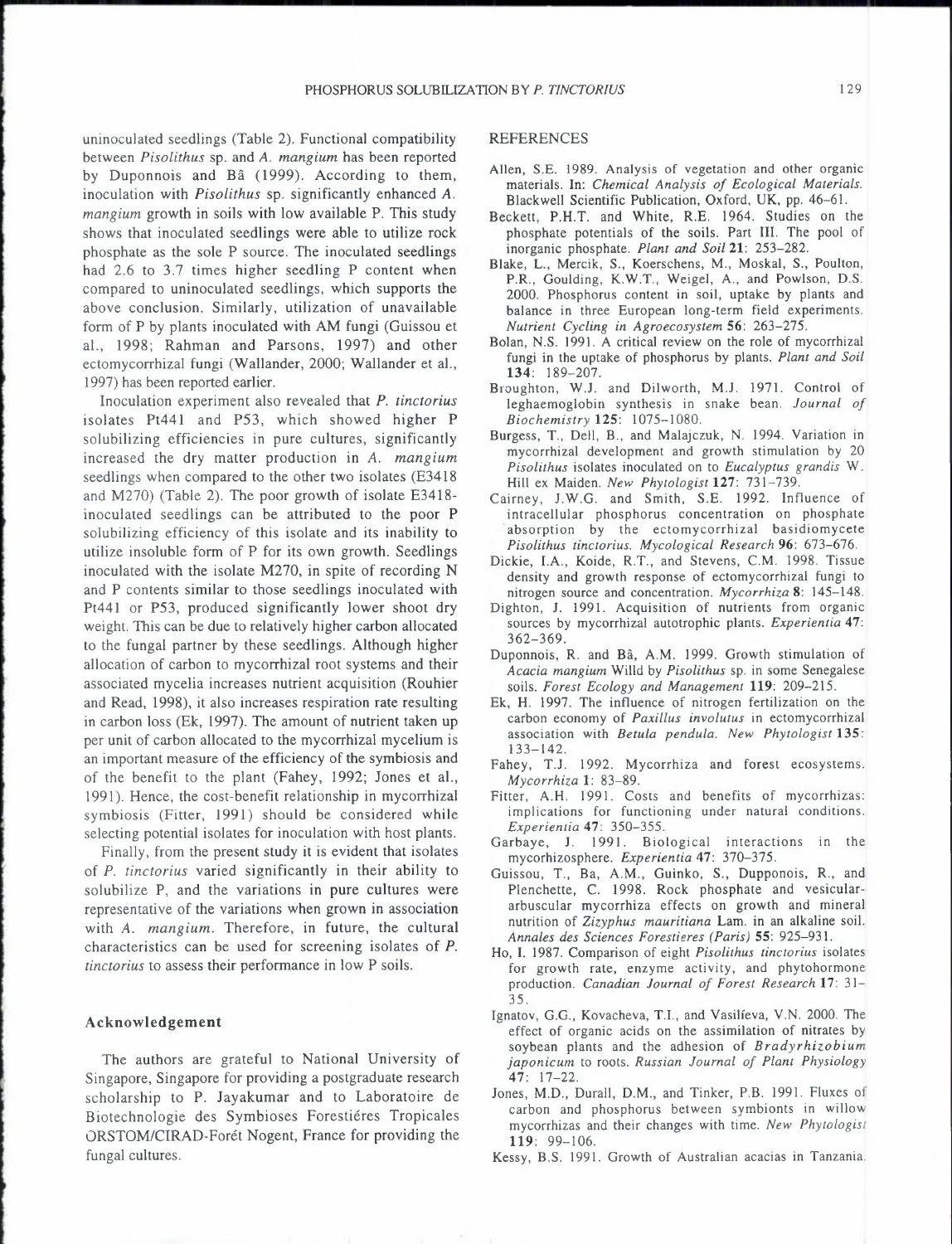uninoculated seedlings (Table 2). Functional compatibility between *Pisolithus* sp. and *A. mangium* has been reported by Duponnois and Bâ (1999). According to them, inoculation with *Pisolithus* sp. significantly enhanced *A. mangium* growth in soils with low available P. This study shows that inoculated seedlings were able to utilize rock phosphate as the sole P source. The inoculated seedlings had 2.6 to 3.7 times higher seedling P content when compared to uninoculated seedlings, which supports the above conclusion. Similarly, utilization of unavailable form of P by plants inoculated with AM fungi (Guissou et al., 1998; Rahman and Parsons, 1997) and other ectomycorrhizal fungi (Wallander, 2000; Wallander et al., 1997) has been reported earlier.

Inoculation experiment also revealed that *P. tinctorius* isolates Pt441 and P53, which showed higher P solubilizing efficiencies in pure cultures, significantly increased the dry matter production in *A. mangium* seedlings when compared to the other two isolates (E3418 and M270) (Table 2). The poor growth of isolate E3418-inoculated seedlings can be attributed to the poor P solubilizing efficiency of this isolate and its inability to utilize insoluble form of P for its own growth. Seedlings inoculated with the isolate M270, in spite of recording N and P contents similar to those seedlings inoculated with Pt441 or P53, produced significantly lower shoot dry weight. This can be due to relatively higher carbon allocated to the fungal partner by these seedlings. Although higher allocation of carbon to mycorrhizal root systems and their associated mycelia increases nutrient acquisition (Rouhier and Read, 1998), it also increases respiration rate resulting in carbon loss (Ek, 1997). The amount of nutrient taken up per unit of carbon allocated to the mycorrhizal mycelium is an important measure of the efficiency of the symbiosis and of the benefit to the plant (Fahey, 1992; Jones et al., 1991). Hence, the cost-benefit relationship in mycorrhizal symbiosis (Fitter, 1991) should be considered while selecting potential isolates for inoculation with host plants.

Finally, from the present study it is evident that isolates of *P. tinctorius* varied significantly in their ability to solubilize P, and the variations in pure cultures were representative of the variations when grown in association with *A. mangium*. Therefore, in future, the cultural characteristics can be used for screening isolates of *P. tinctorius* to assess their performance in low P soils.

## Acknowledgement

The authors are grateful to National University of Singapore, Singapore for providing a postgraduate research scholarship to P. Jayakumar and to Laboratoire de Biotechnologie des Symbioses Forestiéres Tropicales ORSTOM/CIRAD-Forét Nogent, France for providing the fungal cultures.

## REFERENCES

Allen, S.E. 1989. Analysis of vegetation and other organic materials. In: *Chemical Analysis of Ecological Materials*. Blackwell Scientific Publication, Oxford, UK, pp. 46–61.

Beckett, P.H.T. and White, R.E. 1964. Studies on the phosphate potentials of the soils. Part III. The pool of inorganic phosphate. *Plant and Soil* **21**: 253–282.

Blake, L., Mercik, S., Koerschens, M., Moskal, S., Poulton, P.R., Goulding, K.W.T., Weigel, A., and Powlson, D.S. 2000. Phosphorus content in soil, uptake by plants and balance in three European long-term field experiments. *Nutrient Cycling in Agroecosystem* **56**: 263–275.

Bolan, N.S. 1991. A critical review on the role of mycorrhizal fungi in the uptake of phosphorus by plants. *Plant and Soil* **134**: 189–207.

Broughton, W.J. and Dilworth, M.J. 1971. Control of leghaemoglobin synthesis in snake bean. *Journal of Biochemistry* **125**: 1075–1080.

Burgess, T., Dell, B., and Malajczuk, N. 1994. Variation in mycorrhizal development and growth stimulation by 20 *Pisolithus* isolates inoculated on to *Eucalyptus grandis* W. Hill ex Maiden. *New Phytologist* **127**: 731–739.

Cairney, J.W.G. and Smith, S.E. 1992. Influence of intracellular phosphorus concentration on phosphate absorption by the ectomycorrhizal basidiomycete *Pisolithus tinctorius*. *Mycological Research* **96**: 673–676.

Dickie, I.A., Koide, R.T., and Stevens, C.M. 1998. Tissue density and growth response of ectomycorrhizal fungi to nitrogen source and concentration. *Mycorrhiza* **8**: 145–148.

Dighton, J. 1991. Acquisition of nutrients from organic sources by mycorrhizal autotrophic plants. *Experientia* **47**: 362–369.

Duponnois, R. and Bâ, A.M. 1999. Growth stimulation of *Acacia mangium* Willd by *Pisolithus* sp. in some Senegalese soils. *Forest Ecology and Management* **119**: 209–215.

Ek, H. 1997. The influence of nitrogen fertilization on the carbon economy of *Paxillus involutus* in ectomycorrhizal association with *Betula pendula*. *New Phytologist* **135**: 133–142.

Fahey, T.J. 1992. Mycorrhiza and forest ecosystems. *Mycorrhiza* **1**: 83–89.

Fitter, A.H. 1991. Costs and benefits of mycorrhizas: implications for functioning under natural conditions. *Experientia* **47**: 350–355.

Garbaye, J. 1991. Biological interactions in the mycorhizosphere. *Experientia* **47**: 370–375.

Guissou, T., Ba, A.M., Guinko, S., Dupponois, R., and Plenchette, C. 1998. Rock phosphate and vesicular-arbuscular mycorrhiza effects on growth and mineral nutrition of *Zizyphus mauritiana* Lam. in an alkaline soil. *Annales des Sciences Forestieres (Paris)* **55**: 925–931.

Ho, I. 1987. Comparison of eight *Pisolithus tinctorius* isolates for growth rate, enzyme activity, and phytohormone production. *Canadian Journal of Forest Research* **17**: 31–35.

Ignatov, G.G., Kovacheva, T.I., and Vasilíeva, V.N. 2000. The effect of organic acids on the assimilation of nitrates by soybean plants and the adhesion of *Bradyrhizobium japonicum* to roots. *Russian Journal of Plant Physiology* **47**: 17–22.

Jones, M.D., Durall, D.M., and Tinker, P.B. 1991. Fluxes of carbon and phosphorus between symbionts in willow mycorrhizas and their changes with time. *New Phytologist* **119**: 99–106.

Kessy, B.S. 1991. Growth of Australian acacias in Tanzania.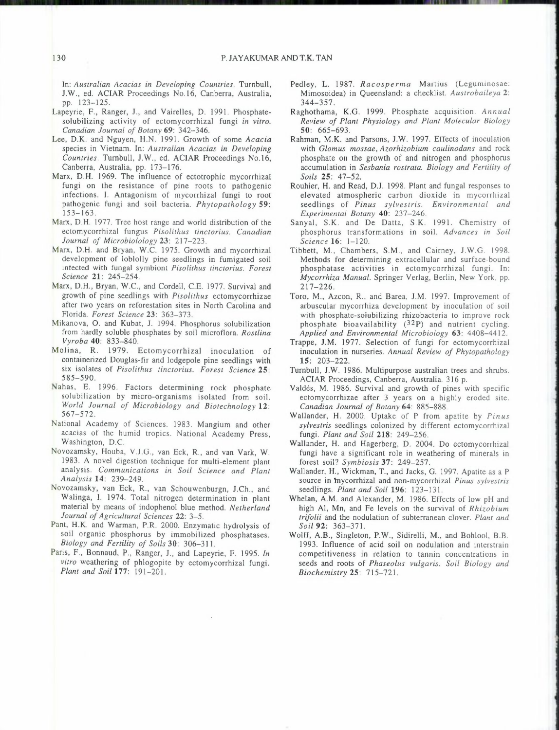In: *Australian Acacias in Developing Countries*. Turnbull, J.W., ed. ACIAR Proceedings No.16, Canberra, Australia, pp. 123–125.

Lapeyrie, F., Ranger, J., and Vairelles, D. 1991. Phosphate-solubilizing activity of ectomycorrhizal fungi *in vitro*. *Canadian Journal of Botany* **69**: 342–346.

Lee, D.K. and Nguyen, H.N. 1991. Growth of some *Acacia* species in Vietnam. In: *Australian Acacias in Developing Countries*. Turnbull, J.W., ed. ACIAR Proceedings No.16, Canberra, Australia, pp. 173–176.

Marx, D.H. 1969. The influence of ectotrophic mycorrhizal fungi on the resistance of pine roots to pathogenic infections. I. Antagonism of mycorrhizal fungi to root pathogenic fungi and soil bacteria. *Phytopathology* **59**: 153–163.

Marx, D.H. 1977. Tree host range and world distribution of the ectomycorrhizal fungus *Pisolithus tinctorius*. *Canadian Journal of Microbiolology* **23**: 217–223.

Marx, D.H. and Bryan, W.C. 1975. Growth and mycorrhizal development of loblolly pine seedlings in fumigated soil infected with fungal symbiont *Pisolithus tinctorius*. *Forest Science* **21**: 245–254.

Marx, D.H., Bryan, W.C., and Cordell, C.E. 1977. Survival and growth of pine seedlings with *Pisolithus* ectomycorrhizae after two years on reforestation sites in North Carolina and Florida. *Forest Science* **23**: 363–373.

Mikanova, O. and Kubat, J. 1994. Phosphorus solubilization from hardly soluble phosphates by soil microflora. *Rostlina Vyroba* **40**: 833–840.

Molina, R. 1979. Ectomycorrhizal inoculation of containerized Douglas-fir and lodgepole pine seedlings with six isolates of *Pisolithus tinctorius*. *Forest Science* **25**: 585–590.

Nahas, E. 1996. Factors determining rock phosphate solubilization by micro-organisms isolated from soil. *World Journal of Microbiology and Biotechnology* **12**: 567–572.

National Academy of Sciences. 1983. Mangium and other acacias of the humid tropics. National Academy Press, Washington, D.C.

Novozamsky, Houba, V.J.G., van Eck, R., and van Vark, W. 1983. A novel digestion technique for multi-element plant analysis. *Communications in Soil Science and Plant Analysis* **14**: 239–249.

Novozamsky, van Eck, R., van Schouwenburgn, J.Ch., and Walinga, I. 1974. Total nitrogen determination in plant material by means of indophenol blue method. *Netherland Journal of Agricultural Sciences* **22**: 3–5.

Pant, H.K. and Warman, P.R. 2000. Enzymatic hydrolysis of soil organic phosphorus by immobilized phosphatases. *Biology and Fertility of Soils* **30**: 306–311.

Paris, F., Bonnaud, P., Ranger, J., and Lapeyrie, F. 1995. *In vitro* weathering of phlogopite by ectomycorrhizal fungi. *Plant and Soil* **177**: 191–201.

Pedley, L. 1987. *Racosperma* Martius (Leguminosae: Mimosoidea) in Queensland: a checklist. *Austrobaileya* **2**: 344–357.

Raghothama, K.G. 1999. Phosphate acquisition. *Annual Review of Plant Physiology and Plant Molecular Biology* **50**: 665–693.

Rahman, M.K. and Parsons, J.W. 1997. Effects of inoculation with *Glomus mossae*, *Azorhizobium caulinodans* and rock phosphate on the growth of and nitrogen and phosphorus accumulation in *Sesbania rostrata*. *Biology and Fertility of Soils* **25**: 47–52.

Rouhier, H. and Read, D.J. 1998. Plant and fungal responses to elevated atmospheric carbon dioxide in mycorrhizal seedlings of *Pinus sylvestris*. *Environmental and Experimental Botany* **40**: 237–246.

Sanyal, S.K. and De Datta, S.K. 1991. Chemistry of phosphorus transformations in soil. *Advances in Soil Science* **16**: 1–120.

Tibbett, M., Chambers, S.M., and Cairney, J.W.G. 1998. Methods for determining extracellular and surface-bound phosphatase activities in ectomycorrhizal fungi. In: *Mycorrhiza Manual*. Springer Verlag, Berlin, New York, pp. 217–226.

Toro, M., Azcon, R., and Barea, J.M. 1997. Improvement of arbuscular mycorrhiza development by inoculation of soil with phosphate-solubilizing rhizobacteria to improve rock phosphate bioavailability ($^{32}P$) and nutrient cycling. *Applied and Environmental Microbiology* **63**: 4408–4412.

Trappe, J.M. 1977. Selection of fungi for ectomycorrhizal inoculation in nurseries. *Annual Review of Phytopathology* **15**: 203–222.

Turnbull, J.W. 1986. Multipurpose australian trees and shrubs. ACIAR Proceedings, Canberra, Australia. 316 p.

Valdés, M. 1986. Survival and growth of pines with specific ectomycorrhizae after 3 years on a highly eroded site. *Canadian Journal of Botany* **64**: 885–888.

Wallander, H. 2000. Uptake of P from apatite by *Pinus sylvestris* seedlings colonized by different ectomycorrhizal fungi. *Plant and Soil* **218**: 249–256.

Wallander, H. and Hagerberg, D. 2004. Do ectomycorrhizal fungi have a significant role in weathering of minerals in forest soil? *Symbiosis* **37**: 249–257.

Wallander, H., Wickman, T., and Jacks, G. 1997. Apatite as a P source in mycorrhizal and non-mycorrhizal *Pinus sylvestris* seedlings. *Plant and Soil* **196**: 123–131.

Whelan, A.M. and Alexander, M. 1986. Effects of low pH and high Al, Mn, and Fe levels on the survival of *Rhizobium trifolii* and the nodulation of subterranean clover. *Plant and Soil* **92**: 363–371.

Wolff, A.B., Singleton, P.W., Sidirelli, M., and Bohlool, B.B. 1993. Influence of acid soil on nodulation and interstrain competitiveness in relation to tannin concentrations in seeds and roots of *Phaseolus vulgaris*. *Soil Biology and Biochemistry* **25**: 715–721.